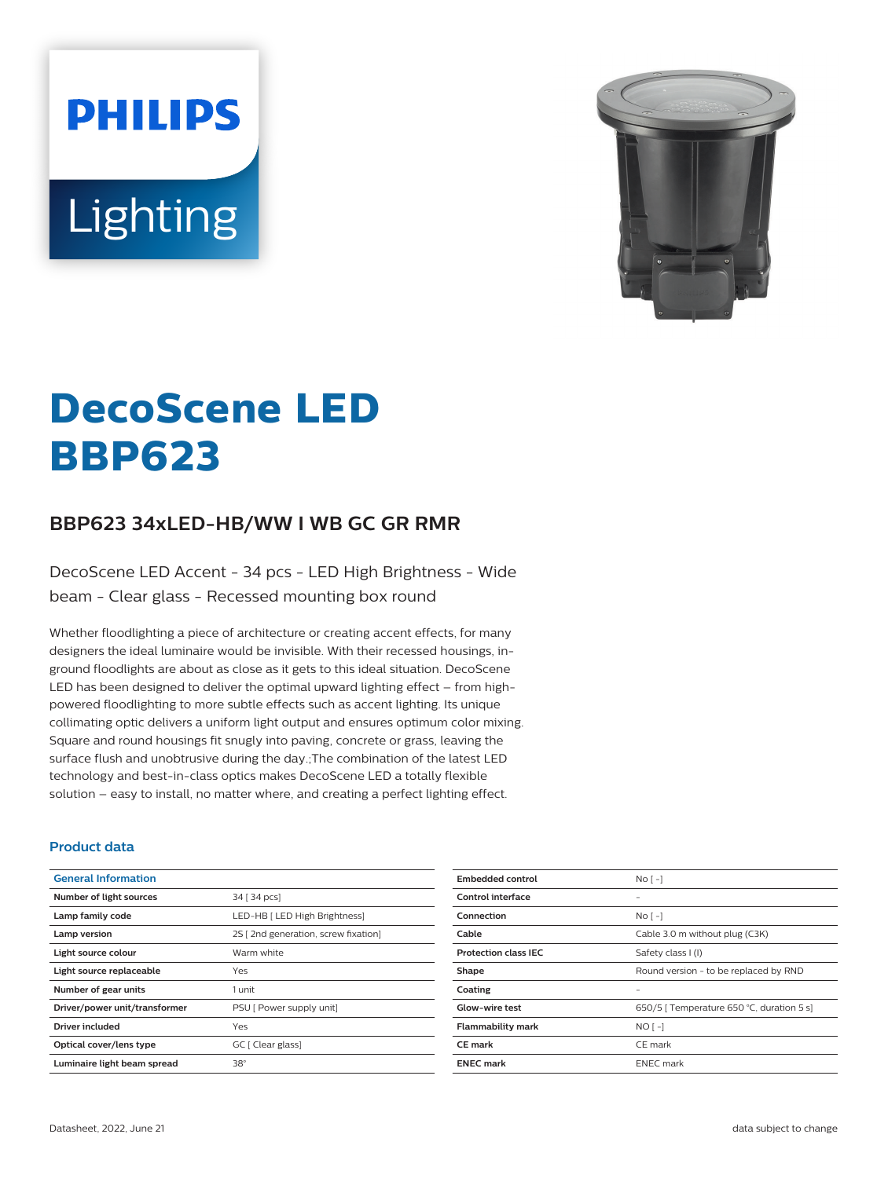# DecoScene LED BBP623

## BBP623 34xLED-HB/WW I WB GC GR RMR

DecoScene LED Accent - 34 pcs - LED High Brightness - Wide beam - Clear glass - Recessed mounting box round

Whether floodlighting a piece of architecture or creating accent effects, for many designers the ideal luminaire would be invisible. With their recessed housings, in-ground floodlights are about as close as it gets to this ideal situation. DecoScene LED has been designed to deliver the optimal upward lighting effect – from high-powered floodlighting to more subtle effects such as accent lighting. Its unique collimating optic delivers a uniform light output and ensures optimum color mixing. Square and round housings fit snugly into paving, concrete or grass, leaving the surface flush and unobtrusive during the day.;The combination of the latest LED technology and best-in-class optics makes DecoScene LED a totally flexible solution – easy to install, no matter where, and creating a perfect lighting effect.

### Product data

| General Information | |
|---|---|
| Number of light sources | 34 [ 34 pcs] |
| Lamp family code | LED-HB [ LED High Brightness] |
| Lamp version | 2S [ 2nd generation, screw fixation] |
| Light source colour | Warm white |
| Light source replaceable | Yes |
| Number of gear units | 1 unit |
| Driver/power unit/transformer | PSU [ Power supply unit] |
| Driver included | Yes |
| Optical cover/lens type | GC [ Clear glass] |
| Luminaire light beam spread | 38° |

| | |
|---|---|
| Embedded control | No [ -] |
| Control interface | - |
| Connection | No [ -] |
| Cable | Cable 3.0 m without plug (C3K) |
| Protection class IEC | Safety class I (I) |
| Shape | Round version - to be replaced by RND |
| Coating | - |
| Glow-wire test | 650/5 [ Temperature 650 °C, duration 5 s] |
| Flammability mark | NO [ -] |
| CE mark | CE mark |
| ENEC mark | ENEC mark |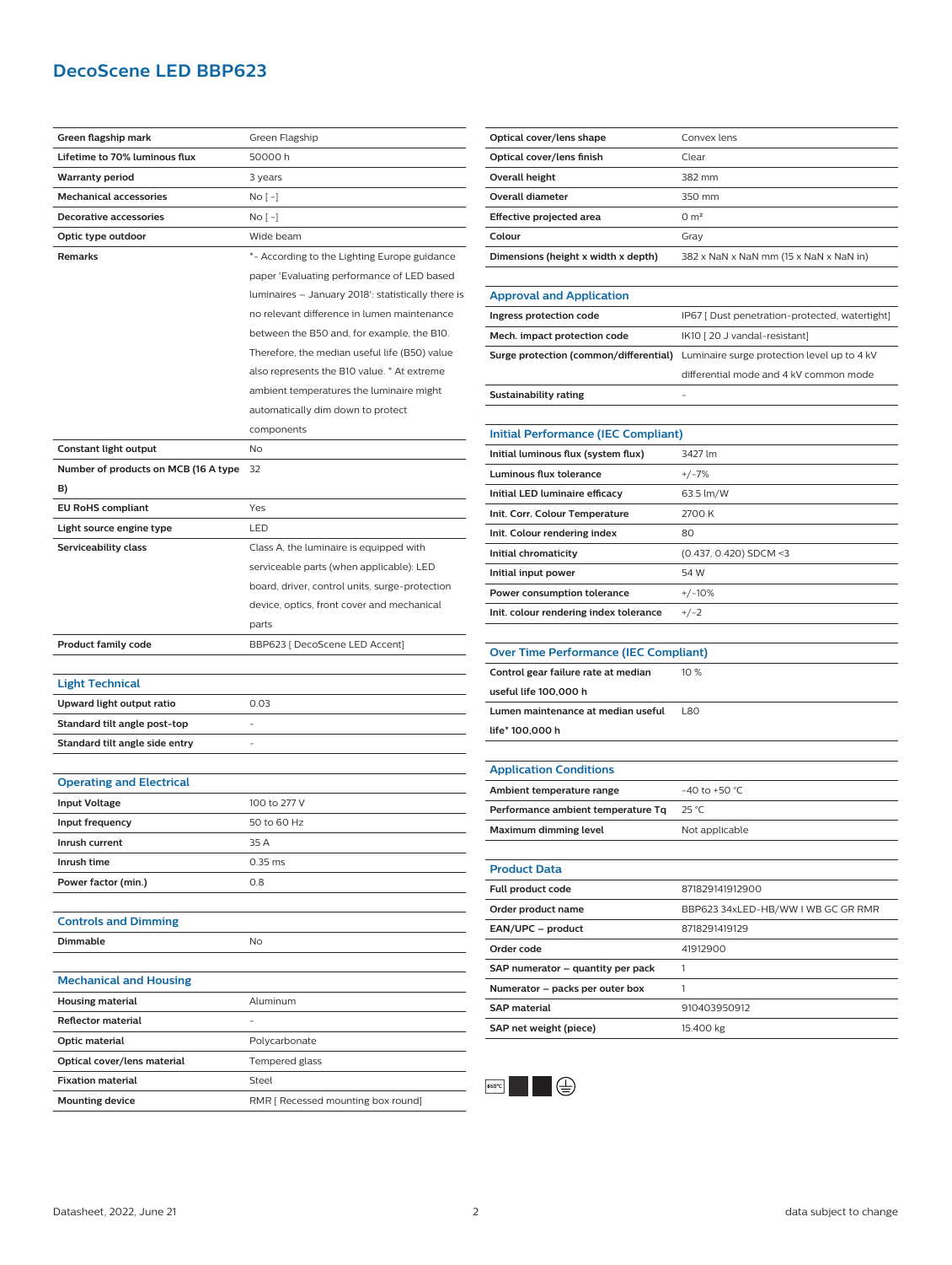# DecoScene LED BBP623

| | |
|---|---|
| **Green flagship mark** | Green Flagship |
| **Lifetime to 70% luminous flux** | 50000 h |
| **Warranty period** | 3 years |
| **Mechanical accessories** | No [ -] |
| **Decorative accessories** | No [ -] |
| **Optic type outdoor** | Wide beam |
| **Remarks** | *- According to the Lighting Europe guidance paper 'Evaluating performance of LED based luminaires – January 2018': statistically there is no relevant difference in lumen maintenance between the B50 and, for example, the B10. Therefore, the median useful life (B50) value also represents the B10 value. * At extreme ambient temperatures the luminaire might automatically dim down to protect components |
| **Constant light output** | No |
| **Number of products on MCB (16 A type B)** | 32 |
| **EU RoHS compliant** | Yes |
| **Light source engine type** | LED |
| **Serviceability class** | Class A, the luminaire is equipped with serviceable parts (when applicable): LED board, driver, control units, surge-protection device, optics, front cover and mechanical parts |
| **Product family code** | BBP623 [ DecoScene LED Accent] |

## Light Technical

| | |
|---|---|
| **Upward light output ratio** | 0.03 |
| **Standard tilt angle post-top** | - |
| **Standard tilt angle side entry** | - |

## Operating and Electrical

| | |
|---|---|
| **Input Voltage** | 100 to 277 V |
| **Input frequency** | 50 to 60 Hz |
| **Inrush current** | 35 A |
| **Inrush time** | 0.35 ms |
| **Power factor (min.)** | 0.8 |

## Controls and Dimming

| | |
|---|---|
| **Dimmable** | No |

## Mechanical and Housing

| | |
|---|---|
| **Housing material** | Aluminum |
| **Reflector material** | - |
| **Optic material** | Polycarbonate |
| **Optical cover/lens material** | Tempered glass |
| **Fixation material** | Steel |
| **Mounting device** | RMR [ Recessed mounting box round] |
| **Optical cover/lens shape** | Convex lens |
| **Optical cover/lens finish** | Clear |
| **Overall height** | 382 mm |
| **Overall diameter** | 350 mm |
| **Effective projected area** | 0 m² |
| **Colour** | Gray |
| **Dimensions (height x width x depth)** | 382 x NaN x NaN mm (15 x NaN x NaN in) |

## Approval and Application

| | |
|---|---|
| **Ingress protection code** | IP67 [ Dust penetration-protected, watertight] |
| **Mech. impact protection code** | IK10 [ 20 J vandal-resistant] |
| **Surge protection (common/differential)** | Luminaire surge protection level up to 4 kV differential mode and 4 kV common mode |
| **Sustainability rating** | - |

## Initial Performance (IEC Compliant)

| | |
|---|---|
| **Initial luminous flux (system flux)** | 3427 lm |
| **Luminous flux tolerance** | +/-7% |
| **Initial LED luminaire efficacy** | 63.5 lm/W |
| **Init. Corr. Colour Temperature** | 2700 K |
| **Init. Colour rendering index** | 80 |
| **Initial chromaticity** | (0.437, 0.420) SDCM <3 |
| **Initial input power** | 54 W |
| **Power consumption tolerance** | +/-10% |
| **Init. colour rendering index tolerance** | +/-2 |

## Over Time Performance (IEC Compliant)

| | |
|---|---|
| **Control gear failure rate at median useful life 100,000 h** | 10 % |
| **Lumen maintenance at median useful life* 100,000 h** | L80 |

## Application Conditions

| | |
|---|---|
| **Ambient temperature range** | -40 to +50 °C |
| **Performance ambient temperature Tq** | 25 °C |
| **Maximum dimming level** | Not applicable |

## Product Data

| | |
|---|---|
| **Full product code** | 871829141912900 |
| **Order product name** | BBP623 34xLED-HB/WW I WB GC GR RMR |
| **EAN/UPC – product** | 8718291419129 |
| **Order code** | 41912900 |
| **SAP numerator – quantity per pack** | 1 |
| **Numerator – packs per outer box** | 1 |
| **SAP material** | 910403950912 |
| **SAP net weight (piece)** | 15.400 kg |

Datasheet, 2022, June 21

data subject to change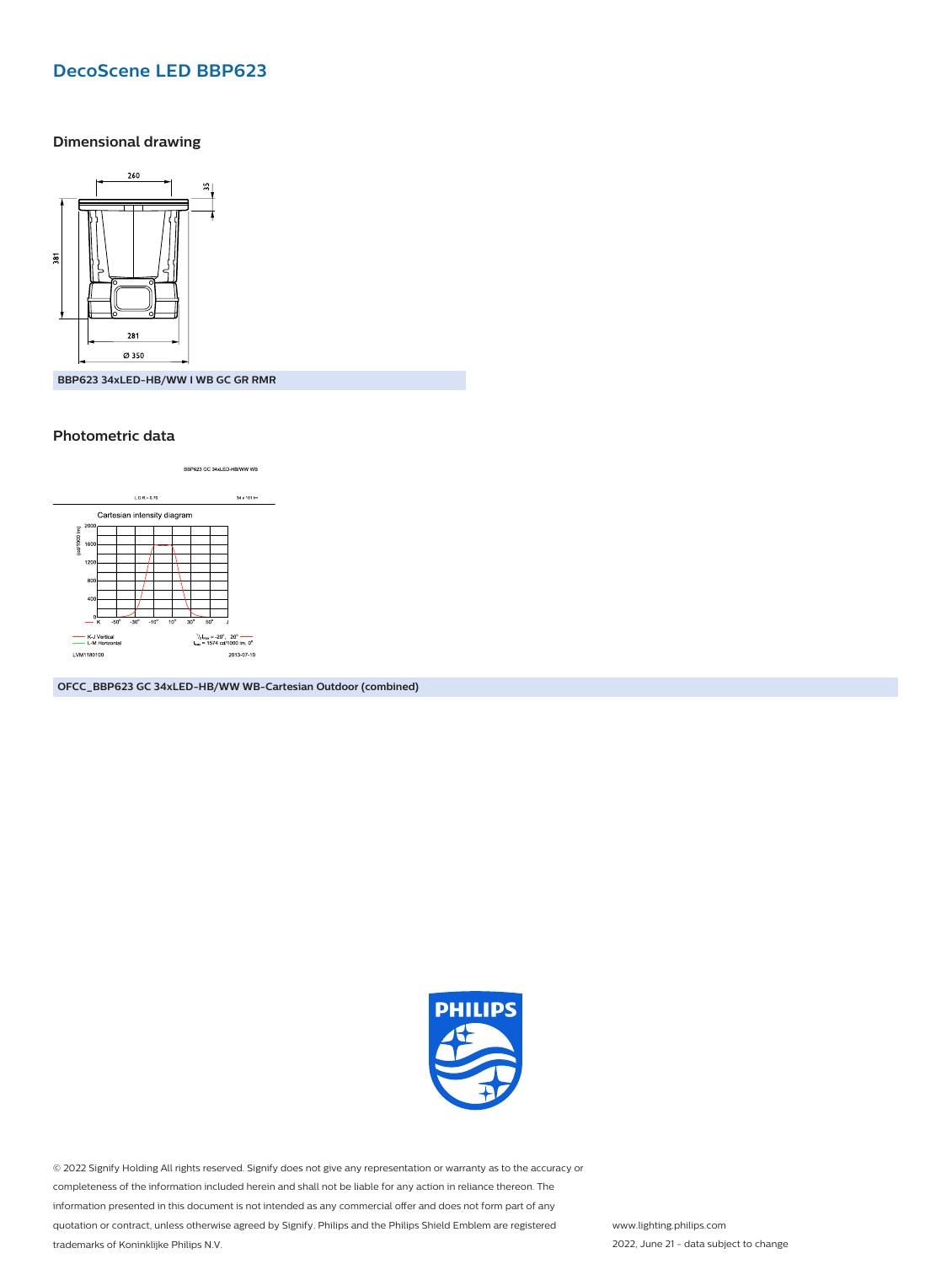# DecoScene LED BBP623

## Dimensional drawing

260

35

381

281

Ø 350

**BBP623 34xLED-HB/WW I WB GC GR RMR**

## Photometric data

BBP623 GC 34xLED-HB/WW WB

L.O.R.= 0.70

34 x 101 lm

Cartesian intensity diagram

(cd/1000 lm)

2000

1600

1200

800

400

0

K -50° -30° -10° 10° 30° 50° J

K-J Vertical

L-M Horizontal

½ $I_{max}$ = -20°, 20°

$I_{max}$ = 1574 cd/1000 lm, 0°

LVM1180100

2013-07-10

**OFCC_BBP623 GC 34xLED-HB/WW WB-Cartesian Outdoor (combined)**

© 2022 Signify Holding All rights reserved. Signify does not give any representation or warranty as to the accuracy or completeness of the information included herein and shall not be liable for any action in reliance thereon. The information presented in this document is not intended as any commercial offer and does not form part of any quotation or contract, unless otherwise agreed by Signify. Philips and the Philips Shield Emblem are registered trademarks of Koninklijke Philips N.V.

www.lighting.philips.com

2022, June 21 - data subject to change